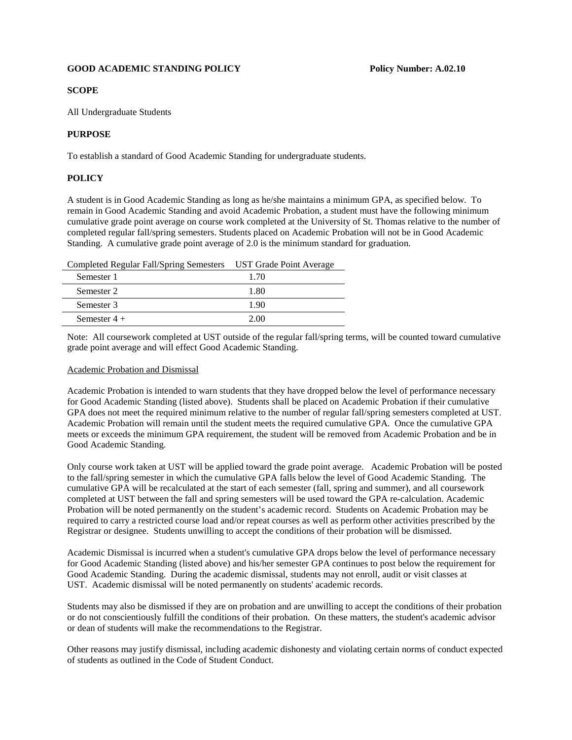**GOOD ACADEMIC STANDING POLICY** **Policy Number: A.02.10**

**SCOPE**

All Undergraduate Students

**PURPOSE**

To establish a standard of Good Academic Standing for undergraduate students.

**POLICY**

A student is in Good Academic Standing as long as he/she maintains a minimum GPA, as specified below. To remain in Good Academic Standing and avoid Academic Probation, a student must have the following minimum cumulative grade point average on course work completed at the University of St. Thomas relative to the number of completed regular fall/spring semesters. Students placed on Academic Probation will not be in Good Academic Standing. A cumulative grade point average of 2.0 is the minimum standard for graduation.

| Completed Regular Fall/Spring Semesters | UST Grade Point Average |
| --- | --- |
| Semester 1 | 1.70 |
| Semester 2 | 1.80 |
| Semester 3 | 1.90 |
| Semester 4 + | 2.00 |

Note: All coursework completed at UST outside of the regular fall/spring terms, will be counted toward cumulative grade point average and will effect Good Academic Standing.

Academic Probation and Dismissal

Academic Probation is intended to warn students that they have dropped below the level of performance necessary for Good Academic Standing (listed above). Students shall be placed on Academic Probation if their cumulative GPA does not meet the required minimum relative to the number of regular fall/spring semesters completed at UST. Academic Probation will remain until the student meets the required cumulative GPA. Once the cumulative GPA meets or exceeds the minimum GPA requirement, the student will be removed from Academic Probation and be in Good Academic Standing.

Only course work taken at UST will be applied toward the grade point average. Academic Probation will be posted to the fall/spring semester in which the cumulative GPA falls below the level of Good Academic Standing. The cumulative GPA will be recalculated at the start of each semester (fall, spring and summer), and all coursework completed at UST between the fall and spring semesters will be used toward the GPA re-calculation. Academic Probation will be noted permanently on the student's academic record. Students on Academic Probation may be required to carry a restricted course load and/or repeat courses as well as perform other activities prescribed by the Registrar or designee. Students unwilling to accept the conditions of their probation will be dismissed.

Academic Dismissal is incurred when a student's cumulative GPA drops below the level of performance necessary for Good Academic Standing (listed above) and his/her semester GPA continues to post below the requirement for Good Academic Standing. During the academic dismissal, students may not enroll, audit or visit classes at UST. Academic dismissal will be noted permanently on students' academic records.

Students may also be dismissed if they are on probation and are unwilling to accept the conditions of their probation or do not conscientiously fulfill the conditions of their probation. On these matters, the student's academic advisor or dean of students will make the recommendations to the Registrar.

Other reasons may justify dismissal, including academic dishonesty and violating certain norms of conduct expected of students as outlined in the Code of Student Conduct.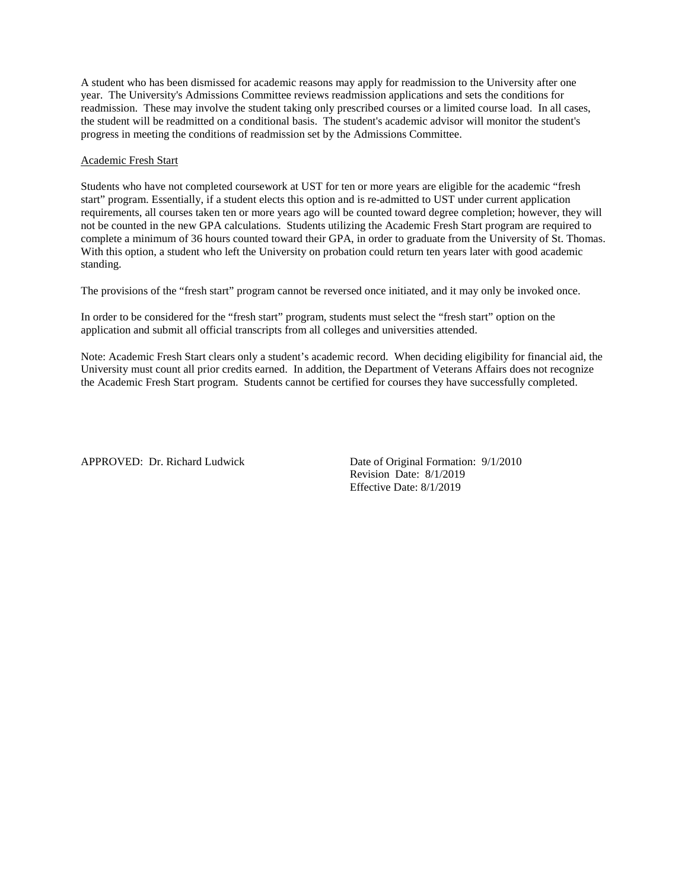A student who has been dismissed for academic reasons may apply for readmission to the University after one year. The University's Admissions Committee reviews readmission applications and sets the conditions for readmission. These may involve the student taking only prescribed courses or a limited course load. In all cases, the student will be readmitted on a conditional basis. The student's academic advisor will monitor the student's progress in meeting the conditions of readmission set by the Admissions Committee.

<u>Academic Fresh Start</u>

Students who have not completed coursework at UST for ten or more years are eligible for the academic "fresh start" program. Essentially, if a student elects this option and is re-admitted to UST under current application requirements, all courses taken ten or more years ago will be counted toward degree completion; however, they will not be counted in the new GPA calculations. Students utilizing the Academic Fresh Start program are required to complete a minimum of 36 hours counted toward their GPA, in order to graduate from the University of St. Thomas. With this option, a student who left the University on probation could return ten years later with good academic standing.

The provisions of the "fresh start" program cannot be reversed once initiated, and it may only be invoked once.

In order to be considered for the "fresh start" program, students must select the "fresh start" option on the application and submit all official transcripts from all colleges and universities attended.

Note: Academic Fresh Start clears only a student's academic record. When deciding eligibility for financial aid, the University must count all prior credits earned. In addition, the Department of Veterans Affairs does not recognize the Academic Fresh Start program. Students cannot be certified for courses they have successfully completed.

APPROVED: Dr. Richard Ludwick

Date of Original Formation: 9/1/2010
Revision Date: 8/1/2019
Effective Date: 8/1/2019